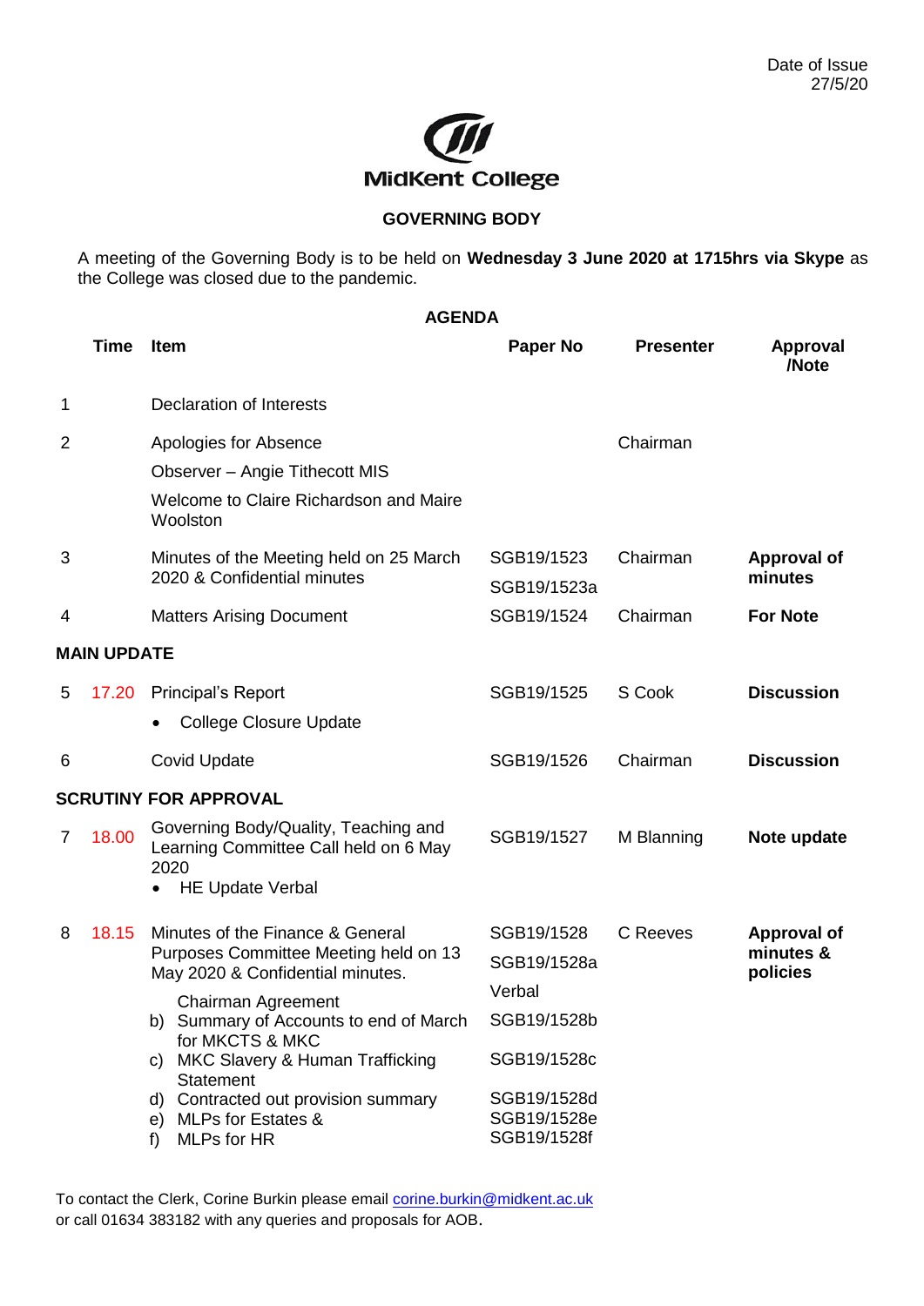Date of Issue
27/5/20

MidKent College

**GOVERNING BODY**

A meeting of the Governing Body is to be held on **Wednesday 3 June 2020 at 1715hrs via Skype** as the College was closed due to the pandemic.

**AGENDA**

| | Time | Item | Paper No | Presenter | Approval /Note |
|---|---|---|---|---|---|
| 1 | | Declaration of Interests | | | |
| 2 | | Apologies for Absence<br>Observer – Angie Tithecott MIS<br>Welcome to Claire Richardson and Maire Woolston | | Chairman | |
| 3 | | Minutes of the Meeting held on 25 March 2020 & Confidential minutes | SGB19/1523<br>SGB19/1523a | Chairman | **Approval of minutes** |
| 4 | | Matters Arising Document | SGB19/1524 | Chairman | **For Note** |
| **MAIN UPDATE** | | | | | |
| 5 | 17.20 | Principal's Report<br>• College Closure Update | SGB19/1525 | S Cook | **Discussion** |
| 6 | | Covid Update | SGB19/1526 | Chairman | **Discussion** |
| **SCRUTINY FOR APPROVAL** | | | | | |
| 7 | 18.00 | Governing Body/Quality, Teaching and Learning Committee Call held on 6 May 2020<br>• HE Update Verbal | SGB19/1527 | M Blanning | **Note update** |
| 8 | 18.15 | Minutes of the Finance & General Purposes Committee Meeting held on 13 May 2020 & Confidential minutes.<br>Chairman Agreement<br>b) Summary of Accounts to end of March for MKCTS & MKC<br>c) MKC Slavery & Human Trafficking Statement<br>d) Contracted out provision summary<br>e) MLPs for Estates &<br>f) MLPs for HR | SGB19/1528<br>SGB19/1528a<br>Verbal<br>SGB19/1528b<br>SGB19/1528c<br>SGB19/1528d<br>SGB19/1528e<br>SGB19/1528f | C Reeves | **Approval of minutes & policies** |

To contact the Clerk, Corine Burkin please email corine.burkin@midkent.ac.uk or call 01634 383182 with any queries and proposals for AOB.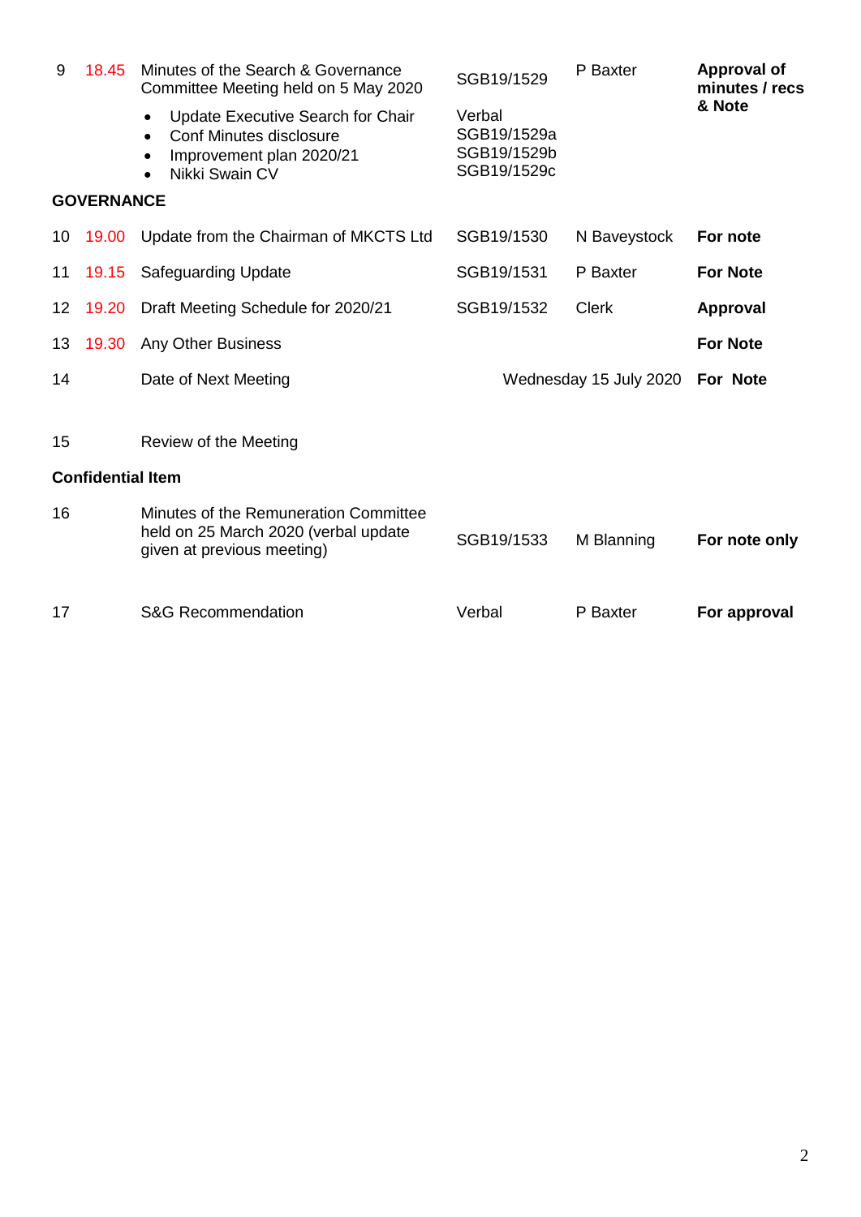| | | | | | |
|---|---|---|---|---|---|
| 9 | 18.45 | Minutes of the Search & Governance Committee Meeting held on 5 May 2020<br>• Update Executive Search for Chair<br>• Conf Minutes disclosure<br>• Improvement plan 2020/21<br>• Nikki Swain CV | SGB19/1529<br>Verbal<br>SGB19/1529a<br>SGB19/1529b<br>SGB19/1529c | P Baxter | **Approval of minutes / recs & Note** |
| **GOVERNANCE** | | | | | |
| 10 | 19.00 | Update from the Chairman of MKCTS Ltd | SGB19/1530 | N Baveystock | **For note** |
| 11 | 19.15 | Safeguarding Update | SGB19/1531 | P Baxter | **For Note** |
| 12 | 19.20 | Draft Meeting Schedule for 2020/21 | SGB19/1532 | Clerk | **Approval** |
| 13 | 19.30 | Any Other Business | | | **For Note** |
| 14 | | Date of Next Meeting | | Wednesday 15 July 2020 | **For Note** |
| 15 | | Review of the Meeting | | | |
| **Confidential Item** | | | | | |
| 16 | | Minutes of the Remuneration Committee held on 25 March 2020 (verbal update given at previous meeting) | SGB19/1533 | M Blanning | **For note only** |
| 17 | | S&G Recommendation | Verbal | P Baxter | **For approval** |